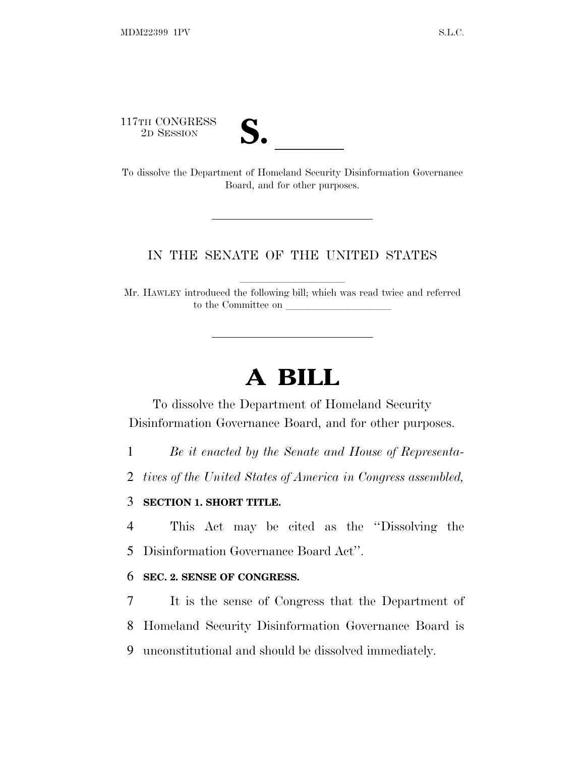117TH CONGRESS
2D SESSION

**S. \_\_\_\_\_\_**

To dissolve the Department of Homeland Security Disinformation Governance Board, and for other purposes.

---

IN THE SENATE OF THE UNITED STATES

Mr. HAWLEY introduced the following bill; which was read twice and referred to the Committee on \_\_\_\_\_\_\_\_\_\_\_\_\_\_\_\_\_\_\_\_

---

# A BILL

To dissolve the Department of Homeland Security Disinformation Governance Board, and for other purposes.

1 *Be it enacted by the Senate and House of Representa-*
2 *tives of the United States of America in Congress assembled,*

3 **SECTION 1. SHORT TITLE.**

4 This Act may be cited as the ''Dissolving the
5 Disinformation Governance Board Act''.

6 **SEC. 2. SENSE OF CONGRESS.**

7 It is the sense of Congress that the Department of
8 Homeland Security Disinformation Governance Board is
9 unconstitutional and should be dissolved immediately.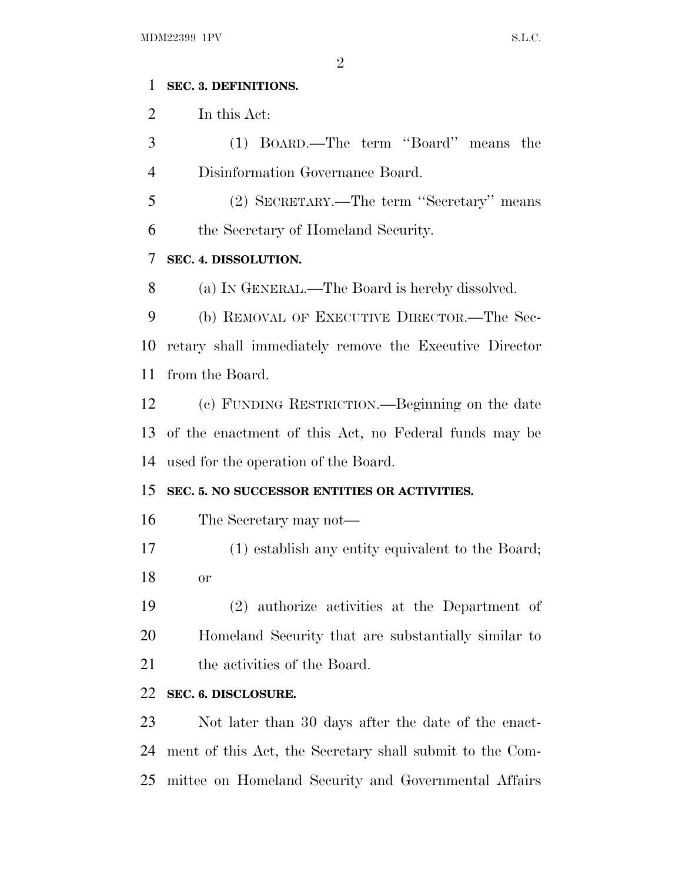**SEC. 3. DEFINITIONS.**

In this Act:

(1) BOARD.—The term "Board" means the Disinformation Governance Board.

(2) SECRETARY.—The term "Secretary" means the Secretary of Homeland Security.

**SEC. 4. DISSOLUTION.**

(a) IN GENERAL.—The Board is hereby dissolved.

(b) REMOVAL OF EXECUTIVE DIRECTOR.—The Secretary shall immediately remove the Executive Director from the Board.

(c) FUNDING RESTRICTION.—Beginning on the date of the enactment of this Act, no Federal funds may be used for the operation of the Board.

**SEC. 5. NO SUCCESSOR ENTITIES OR ACTIVITIES.**

The Secretary may not—

(1) establish any entity equivalent to the Board; or

(2) authorize activities at the Department of Homeland Security that are substantially similar to the activities of the Board.

**SEC. 6. DISCLOSURE.**

Not later than 30 days after the date of the enactment of this Act, the Secretary shall submit to the Committee on Homeland Security and Governmental Affairs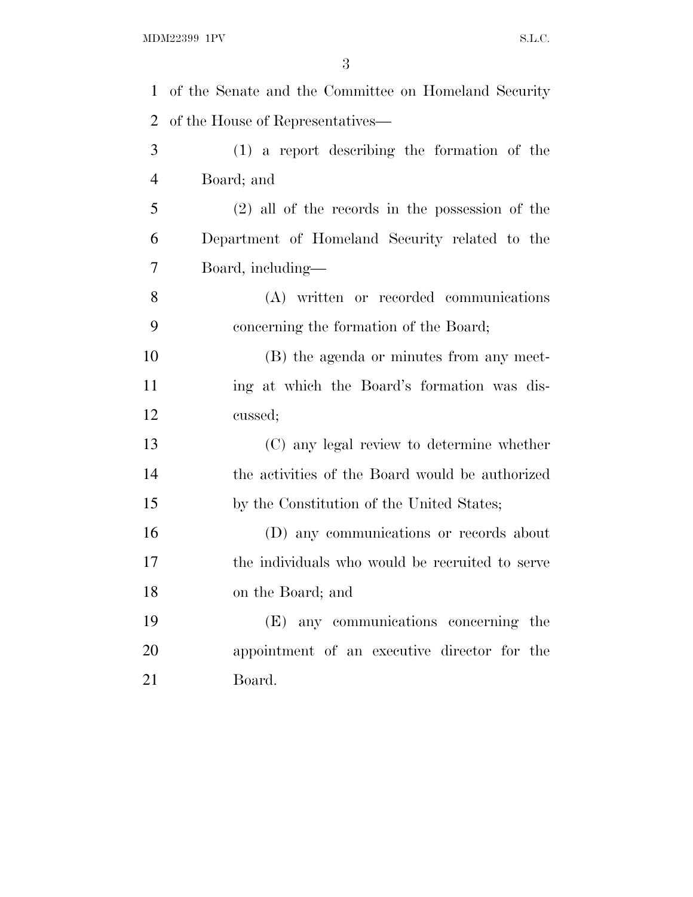of the Senate and the Committee on Homeland Security of the House of Representatives—

(1) a report describing the formation of the Board; and

(2) all of the records in the possession of the Department of Homeland Security related to the Board, including—

(A) written or recorded communications concerning the formation of the Board;

(B) the agenda or minutes from any meeting at which the Board's formation was discussed;

(C) any legal review to determine whether the activities of the Board would be authorized by the Constitution of the United States;

(D) any communications or records about the individuals who would be recruited to serve on the Board; and

(E) any communications concerning the appointment of an executive director for the Board.